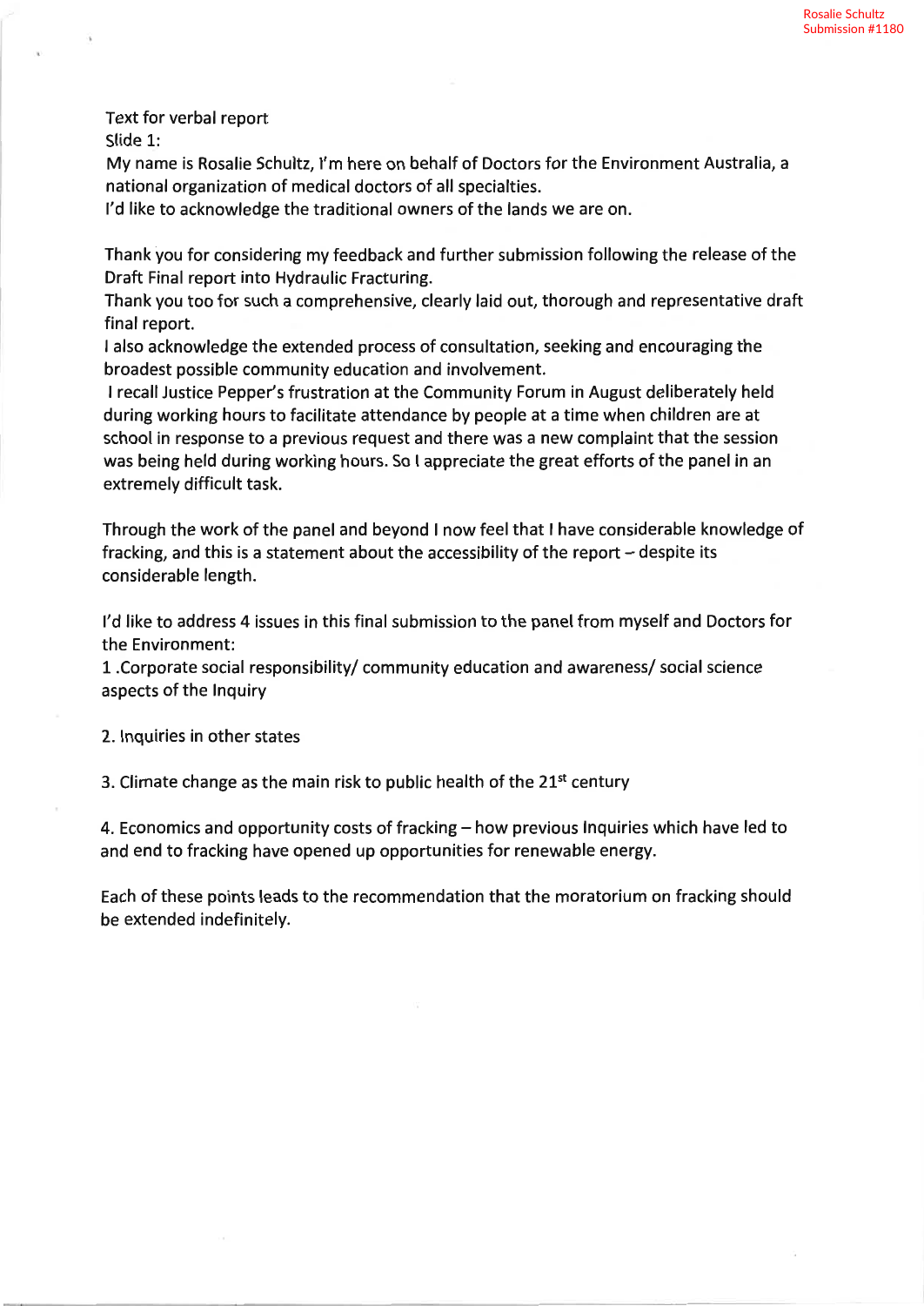Rosalie Schultz
Submission #1180

Text for verbal report

Slide 1:

My name is Rosalie Schultz, I'm here on behalf of Doctors for the Environment Australia, a national organization of medical doctors of all specialties.

I'd like to acknowledge the traditional owners of the lands we are on.

Thank you for considering my feedback and further submission following the release of the Draft Final report into Hydraulic Fracturing.

Thank you too for such a comprehensive, clearly laid out, thorough and representative draft final report.

I also acknowledge the extended process of consultation, seeking and encouraging the broadest possible community education and involvement.

I recall Justice Pepper's frustration at the Community Forum in August deliberately held during working hours to facilitate attendance by people at a time when children are at school in response to a previous request and there was a new complaint that the session was being held during working hours. So I appreciate the great efforts of the panel in an extremely difficult task.

Through the work of the panel and beyond I now feel that I have considerable knowledge of fracking, and this is a statement about the accessibility of the report – despite its considerable length.

I'd like to address 4 issues in this final submission to the panel from myself and Doctors for the Environment:

1 .Corporate social responsibility/ community education and awareness/ social science aspects of the Inquiry

2. Inquiries in other states

3. Climate change as the main risk to public health of the 21st century

4. Economics and opportunity costs of fracking – how previous Inquiries which have led to and end to fracking have opened up opportunities for renewable energy.

Each of these points leads to the recommendation that the moratorium on fracking should be extended indefinitely.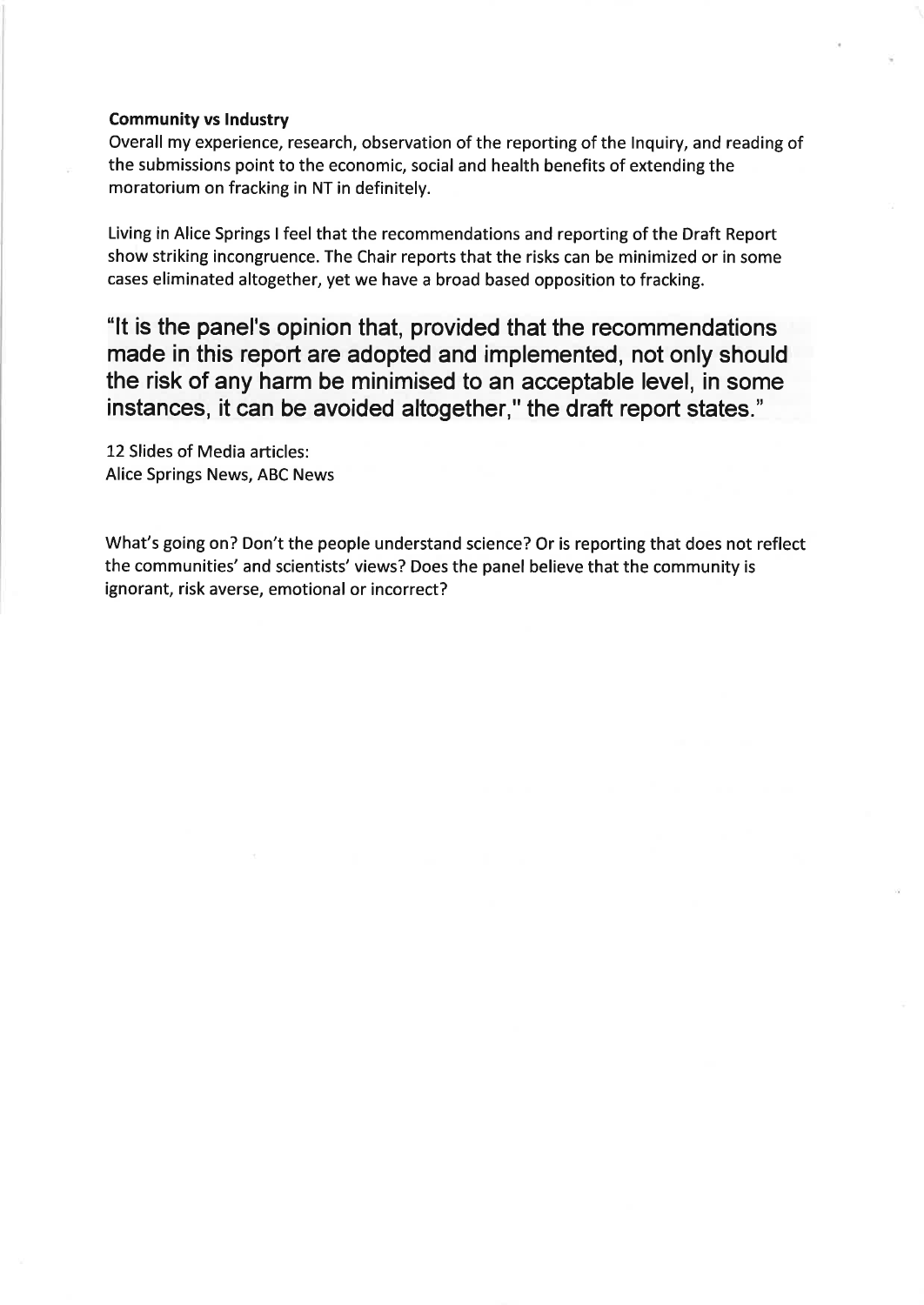**Community vs Industry**

Overall my experience, research, observation of the reporting of the Inquiry, and reading of the submissions point to the economic, social and health benefits of extending the moratorium on fracking in NT in definitely.

Living in Alice Springs I feel that the recommendations and reporting of the Draft Report show striking incongruence. The Chair reports that the risks can be minimized or in some cases eliminated altogether, yet we have a broad based opposition to fracking.

**"It is the panel's opinion that, provided that the recommendations made in this report are adopted and implemented, not only should the risk of any harm be minimised to an acceptable level, in some instances, it can be avoided altogether," the draft report states."**

12 Slides of Media articles:
Alice Springs News, ABC News

What's going on? Don't the people understand science? Or is reporting that does not reflect the communities' and scientists' views? Does the panel believe that the community is ignorant, risk averse, emotional or incorrect?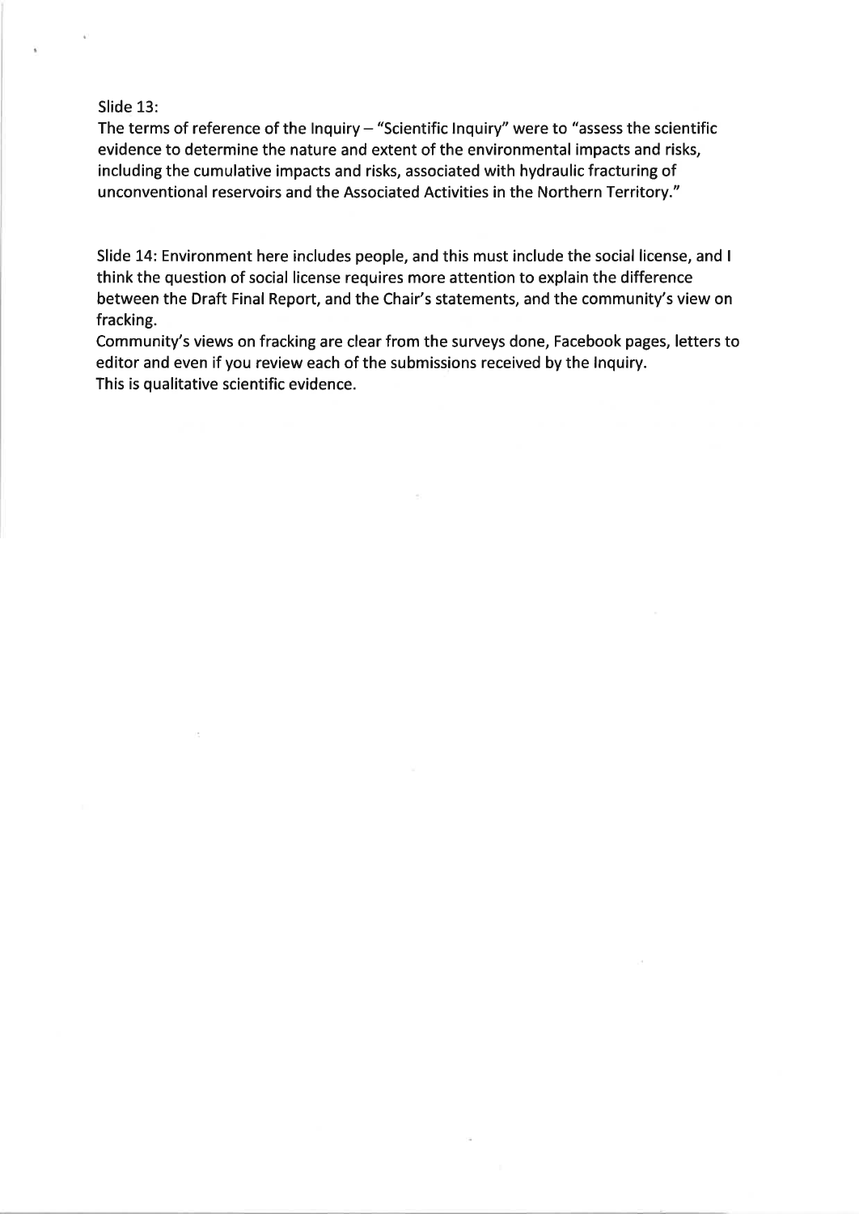Slide 13:
The terms of reference of the Inquiry – "Scientific Inquiry" were to "assess the scientific evidence to determine the nature and extent of the environmental impacts and risks, including the cumulative impacts and risks, associated with hydraulic fracturing of unconventional reservoirs and the Associated Activities in the Northern Territory."

Slide 14: Environment here includes people, and this must include the social license, and I think the question of social license requires more attention to explain the difference between the Draft Final Report, and the Chair's statements, and the community's view on fracking.
Community's views on fracking are clear from the surveys done, Facebook pages, letters to editor and even if you review each of the submissions received by the Inquiry.
This is qualitative scientific evidence.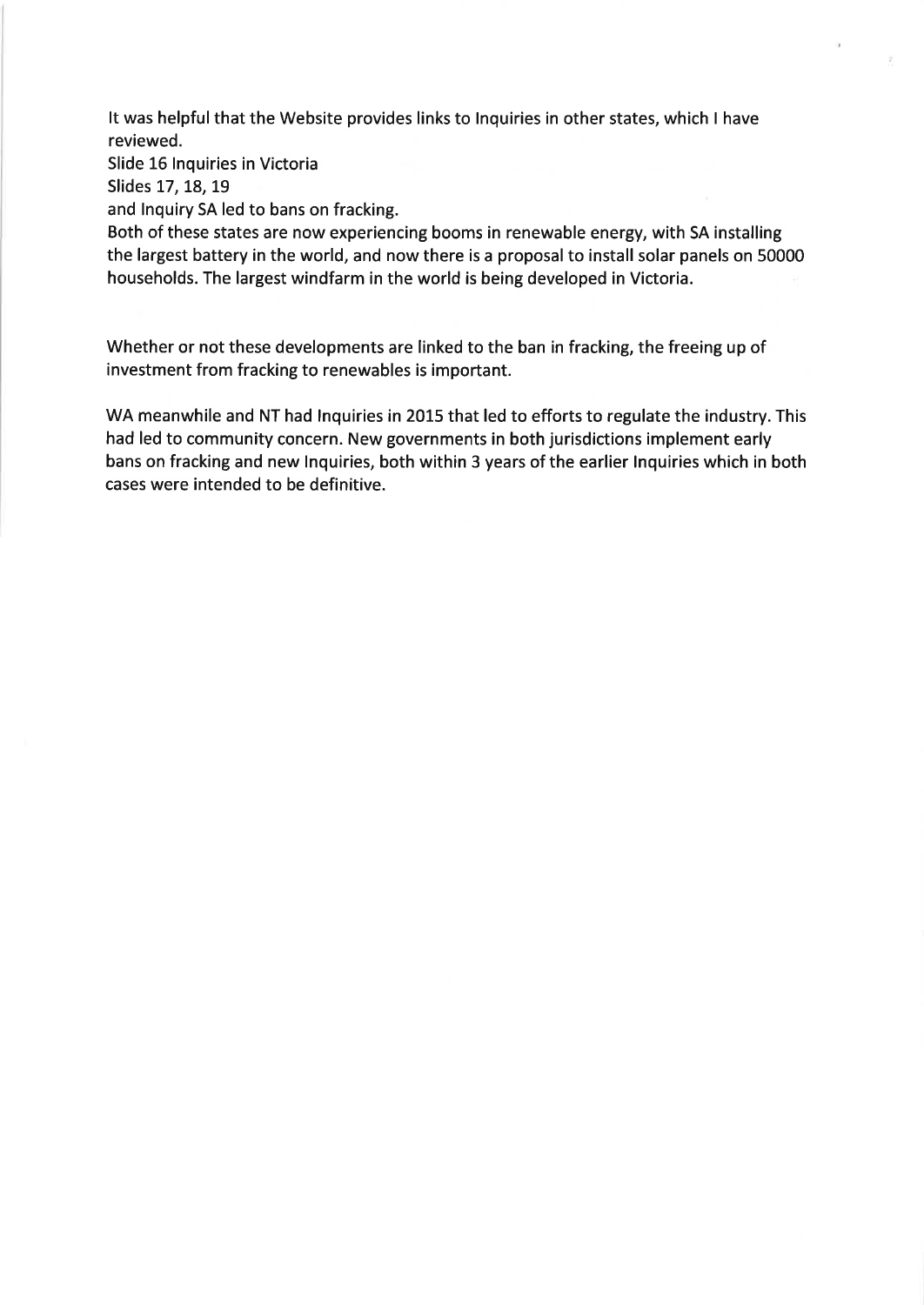It was helpful that the Website provides links to Inquiries in other states, which I have reviewed.

Slide 16 Inquiries in Victoria

Slides 17, 18, 19

and Inquiry SA led to bans on fracking.

Both of these states are now experiencing booms in renewable energy, with SA installing the largest battery in the world, and now there is a proposal to install solar panels on 50000 households. The largest windfarm in the world is being developed in Victoria.

Whether or not these developments are linked to the ban in fracking, the freeing up of investment from fracking to renewables is important.

WA meanwhile and NT had Inquiries in 2015 that led to efforts to regulate the industry. This had led to community concern. New governments in both jurisdictions implement early bans on fracking and new Inquiries, both within 3 years of the earlier Inquiries which in both cases were intended to be definitive.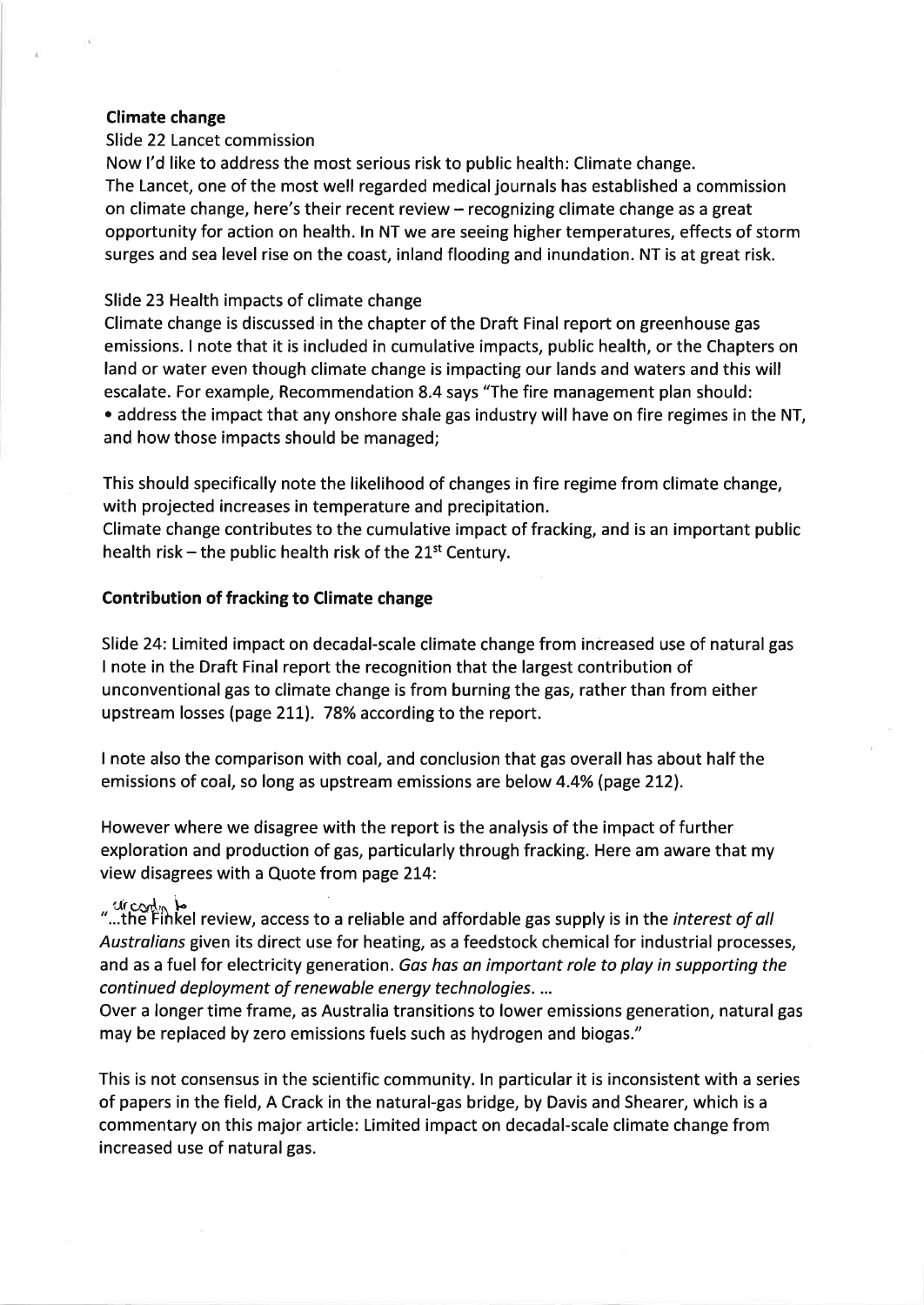**Climate change**

Slide 22 Lancet commission

Now I'd like to address the most serious risk to public health: Climate change.
The Lancet, one of the most well regarded medical journals has established a commission on climate change, here's their recent review – recognizing climate change as a great opportunity for action on health. In NT we are seeing higher temperatures, effects of storm surges and sea level rise on the coast, inland flooding and inundation. NT is at great risk.

Slide 23 Health impacts of climate change

Climate change is discussed in the chapter of the Draft Final report on greenhouse gas emissions. I note that it is included in cumulative impacts, public health, or the Chapters on land or water even though climate change is impacting our lands and waters and this will escalate. For example, Recommendation 8.4 says "The fire management plan should:

- address the impact that any onshore shale gas industry will have on fire regimes in the NT, and how those impacts should be managed;

This should specifically note the likelihood of changes in fire regime from climate change, with projected increases in temperature and precipitation.
Climate change contributes to the cumulative impact of fracking, and is an important public health risk – the public health risk of the 21st Century.

**Contribution of fracking to Climate change**

Slide 24: Limited impact on decadal-scale climate change from increased use of natural gas
I note in the Draft Final report the recognition that the largest contribution of unconventional gas to climate change is from burning the gas, rather than from either upstream losses (page 211). 78% according to the report.

I note also the comparison with coal, and conclusion that gas overall has about half the emissions of coal, so long as upstream emissions are below 4.4% (page 212).

However where we disagree with the report is the analysis of the impact of further exploration and production of gas, particularly through fracking. Here am aware that my view disagrees with a Quote from page 214:

"...according to the Finkel review, access to a reliable and affordable gas supply is in the *interest of all Australians* given its direct use for heating, as a feedstock chemical for industrial processes, and as a fuel for electricity generation. *Gas has an important role to play in supporting the continued deployment of renewable energy technologies.* ...
Over a longer time frame, as Australia transitions to lower emissions generation, natural gas may be replaced by zero emissions fuels such as hydrogen and biogas."

This is not consensus in the scientific community. In particular it is inconsistent with a series of papers in the field, A Crack in the natural-gas bridge, by Davis and Shearer, which is a commentary on this major article: Limited impact on decadal-scale climate change from increased use of natural gas.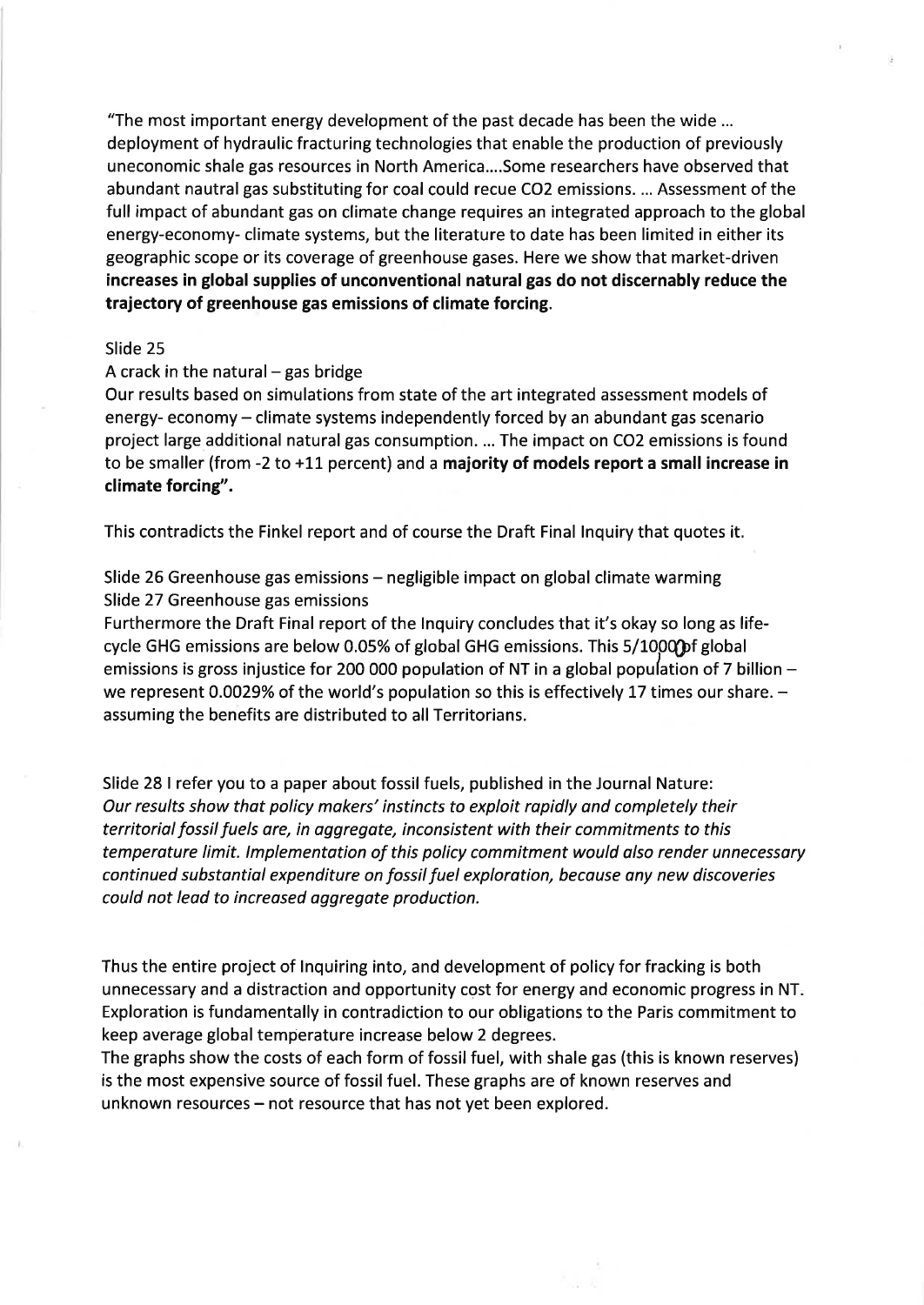"The most important energy development of the past decade has been the wide … deployment of hydraulic fracturing technologies that enable the production of previously uneconomic shale gas resources in North America….Some researchers have observed that abundant nautral gas substituting for coal could recue $CO_2$ emissions. … Assessment of the full impact of abundant gas on climate change requires an integrated approach to the global energy-economy- climate systems, but the literature to date has been limited in either its geographic scope or its coverage of greenhouse gases. Here we show that market-driven **increases in global supplies of unconventional natural gas do not discernably reduce the trajectory of greenhouse gas emissions of climate forcing**.

Slide 25

A crack in the natural – gas bridge

Our results based on simulations from state of the art integrated assessment models of energy- economy – climate systems independently forced by an abundant gas scenario project large additional natural gas consumption. … The impact on $CO_2$ emissions is found to be smaller (from -2 to +11 percent) and a **majority of models report a small increase in climate forcing".**

This contradicts the Finkel report and of course the Draft Final Inquiry that quotes it.

Slide 26 Greenhouse gas emissions – negligible impact on global climate warming
Slide 27 Greenhouse gas emissions

Furthermore the Draft Final report of the Inquiry concludes that it's okay so long as life-cycle GHG emissions are below 0.05% of global GHG emissions. This 5/10000 of global emissions is gross injustice for 200 000 population of NT in a global population of 7 billion – we represent 0.0029% of the world's population so this is effectively 17 times our share. – assuming the benefits are distributed to all Territorians.

Slide 28 I refer you to a paper about fossil fuels, published in the Journal Nature:
*Our results show that policy makers' instincts to exploit rapidly and completely their territorial fossil fuels are, in aggregate, inconsistent with their commitments to this temperature limit. Implementation of this policy commitment would also render unnecessary continued substantial expenditure on fossil fuel exploration, because any new discoveries could not lead to increased aggregate production.*

Thus the entire project of Inquiring into, and development of policy for fracking is both unnecessary and a distraction and opportunity cost for energy and economic progress in NT. Exploration is fundamentally in contradiction to our obligations to the Paris commitment to keep average global temperature increase below 2 degrees.

The graphs show the costs of each form of fossil fuel, with shale gas (this is known reserves) is the most expensive source of fossil fuel. These graphs are of known reserves and unknown resources – not resource that has not yet been explored.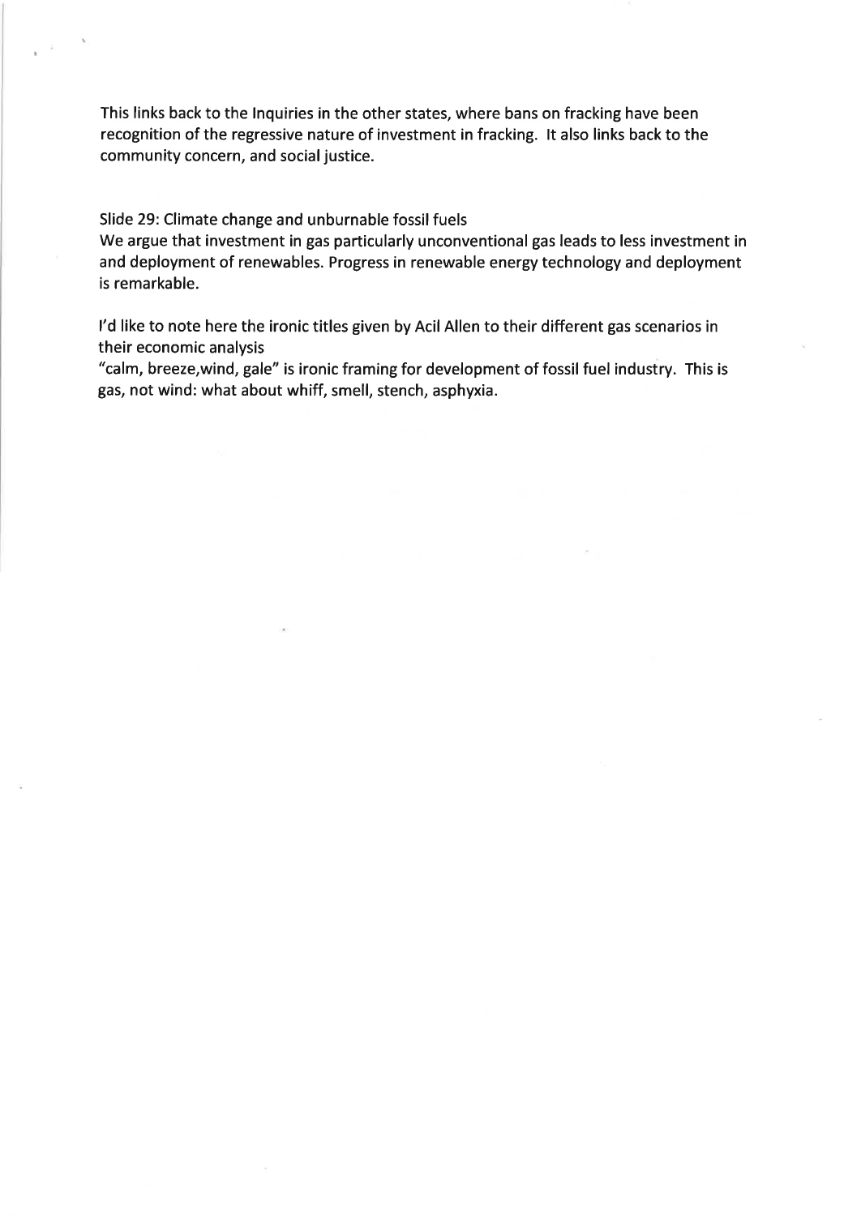This links back to the Inquiries in the other states, where bans on fracking have been recognition of the regressive nature of investment in fracking. It also links back to the community concern, and social justice.

Slide 29: Climate change and unburnable fossil fuels
We argue that investment in gas particularly unconventional gas leads to less investment in and deployment of renewables. Progress in renewable energy technology and deployment is remarkable.

I'd like to note here the ironic titles given by Acil Allen to their different gas scenarios in their economic analysis
"calm, breeze,wind, gale" is ironic framing for development of fossil fuel industry. This is gas, not wind: what about whiff, smell, stench, asphyxia.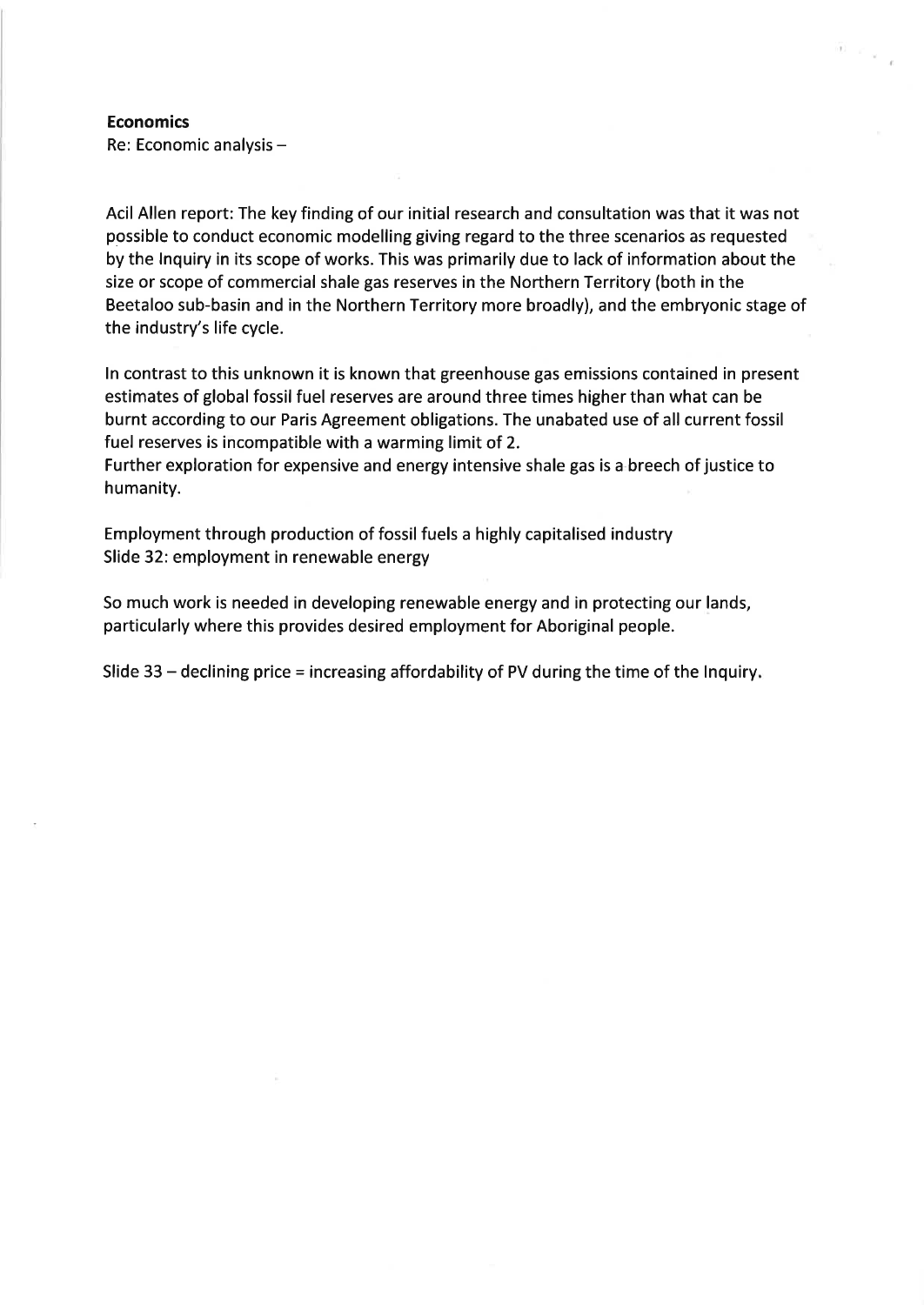**Economics**

Re: Economic analysis –

Acil Allen report: The key finding of our initial research and consultation was that it was not possible to conduct economic modelling giving regard to the three scenarios as requested by the Inquiry in its scope of works. This was primarily due to lack of information about the size or scope of commercial shale gas reserves in the Northern Territory (both in the Beetaloo sub-basin and in the Northern Territory more broadly), and the embryonic stage of the industry's life cycle.

In contrast to this unknown it is known that greenhouse gas emissions contained in present estimates of global fossil fuel reserves are around three times higher than what can be burnt according to our Paris Agreement obligations. The unabated use of all current fossil fuel reserves is incompatible with a warming limit of 2.
Further exploration for expensive and energy intensive shale gas is a breech of justice to humanity.

Employment through production of fossil fuels a highly capitalised industry
Slide 32: employment in renewable energy

So much work is needed in developing renewable energy and in protecting our lands, particularly where this provides desired employment for Aboriginal people.

Slide 33 – declining price = increasing affordability of PV during the time of the Inquiry.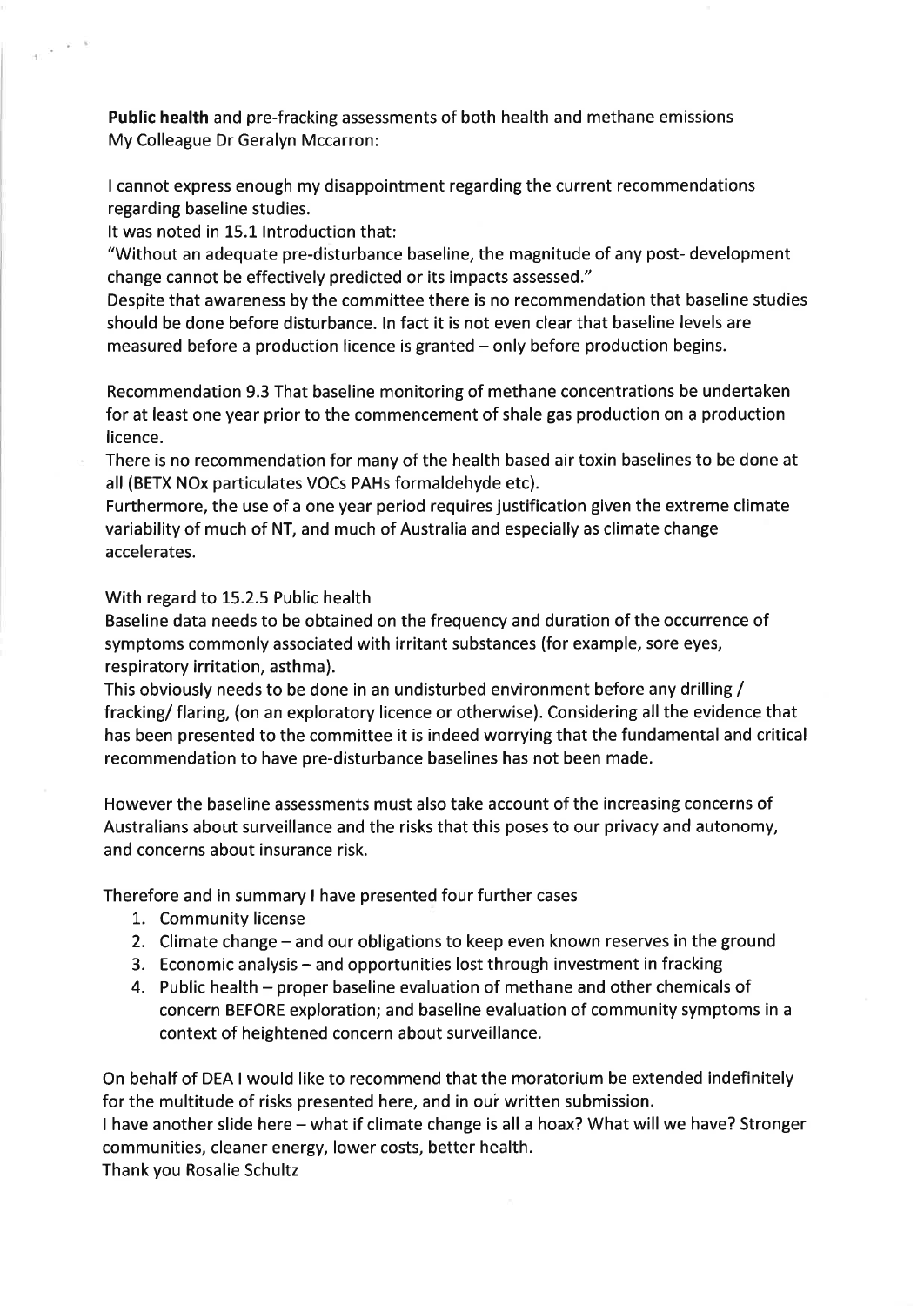**Public health** and pre-fracking assessments of both health and methane emissions
My Colleague Dr Geralyn Mccarron:

I cannot express enough my disappointment regarding the current recommendations regarding baseline studies.

It was noted in 15.1 Introduction that:

"Without an adequate pre-disturbance baseline, the magnitude of any post- development change cannot be effectively predicted or its impacts assessed."

Despite that awareness by the committee there is no recommendation that baseline studies should be done before disturbance. In fact it is not even clear that baseline levels are measured before a production licence is granted – only before production begins.

Recommendation 9.3 That baseline monitoring of methane concentrations be undertaken for at least one year prior to the commencement of shale gas production on a production licence.

There is no recommendation for many of the health based air toxin baselines to be done at all (BETX NOx particulates VOCs PAHs formaldehyde etc).

Furthermore, the use of a one year period requires justification given the extreme climate variability of much of NT, and much of Australia and especially as climate change accelerates.

With regard to 15.2.5 Public health

Baseline data needs to be obtained on the frequency and duration of the occurrence of symptoms commonly associated with irritant substances (for example, sore eyes, respiratory irritation, asthma).

This obviously needs to be done in an undisturbed environment before any drilling / fracking/ flaring, (on an exploratory licence or otherwise). Considering all the evidence that has been presented to the committee it is indeed worrying that the fundamental and critical recommendation to have pre-disturbance baselines has not been made.

However the baseline assessments must also take account of the increasing concerns of Australians about surveillance and the risks that this poses to our privacy and autonomy, and concerns about insurance risk.

Therefore and in summary I have presented four further cases

1. Community license
2. Climate change – and our obligations to keep even known reserves in the ground
3. Economic analysis – and opportunities lost through investment in fracking
4. Public health – proper baseline evaluation of methane and other chemicals of concern BEFORE exploration; and baseline evaluation of community symptoms in a context of heightened concern about surveillance.

On behalf of DEA I would like to recommend that the moratorium be extended indefinitely for the multitude of risks presented here, and in our written submission.

I have another slide here – what if climate change is all a hoax? What will we have? Stronger communities, cleaner energy, lower costs, better health.

Thank you Rosalie Schultz